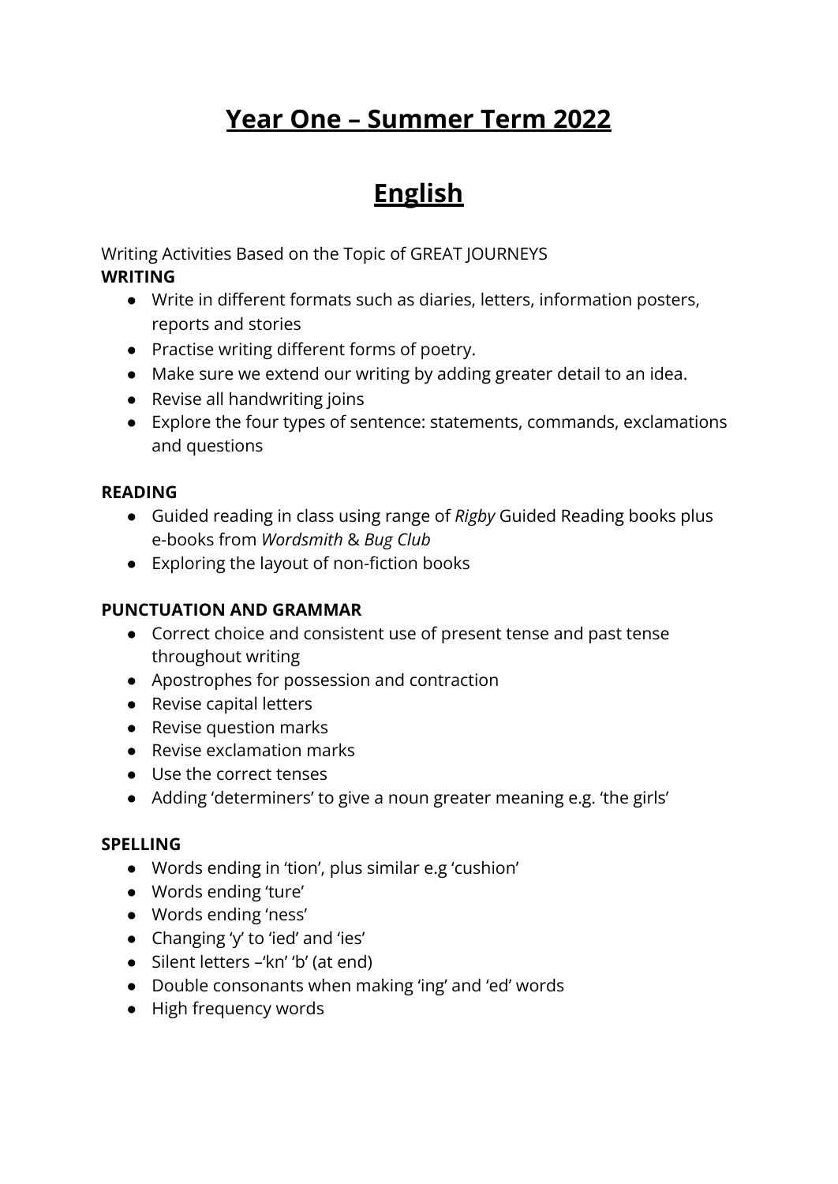# Year One – Summer Term 2022

# English

Writing Activities Based on the Topic of GREAT JOURNEYS

**WRITING**

- Write in different formats such as diaries, letters, information posters, reports and stories
- Practise writing different forms of poetry.
- Make sure we extend our writing by adding greater detail to an idea.
- Revise all handwriting joins
- Explore the four types of sentence: statements, commands, exclamations and questions

**READING**

- Guided reading in class using range of *Rigby* Guided Reading books plus e-books from *Wordsmith* & *Bug Club*
- Exploring the layout of non-fiction books

**PUNCTUATION AND GRAMMAR**

- Correct choice and consistent use of present tense and past tense throughout writing
- Apostrophes for possession and contraction
- Revise capital letters
- Revise question marks
- Revise exclamation marks
- Use the correct tenses
- Adding 'determiners' to give a noun greater meaning e.g. 'the girls'

**SPELLING**

- Words ending in 'tion', plus similar e.g 'cushion'
- Words ending 'ture'
- Words ending 'ness'
- Changing 'y' to 'ied' and 'ies'
- Silent letters –'kn' 'b' (at end)
- Double consonants when making 'ing' and 'ed' words
- High frequency words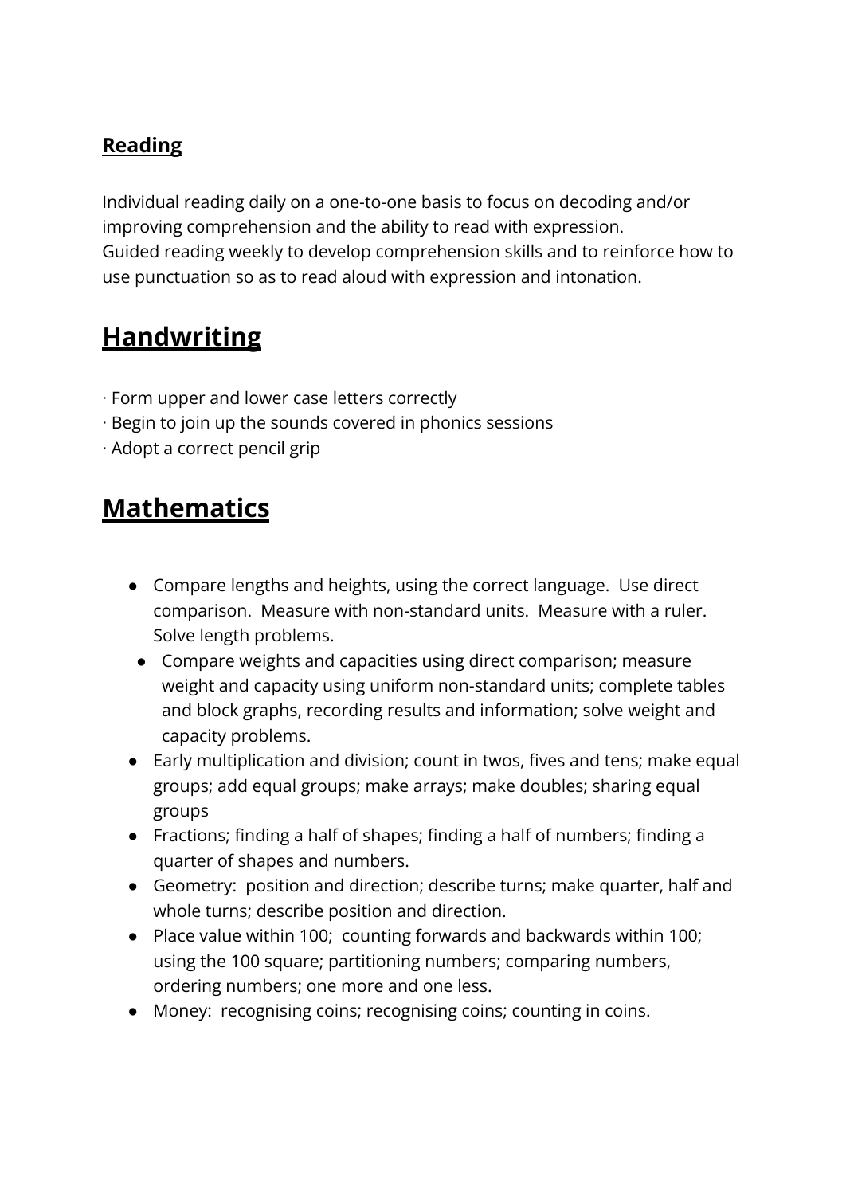### Reading

Individual reading daily on a one-to-one basis to focus on decoding and/or improving comprehension and the ability to read with expression.
Guided reading weekly to develop comprehension skills and to reinforce how to use punctuation so as to read aloud with expression and intonation.

## Handwriting

· Form upper and lower case letters correctly
· Begin to join up the sounds covered in phonics sessions
· Adopt a correct pencil grip

## Mathematics

- Compare lengths and heights, using the correct language. Use direct comparison. Measure with non-standard units. Measure with a ruler. Solve length problems.
- Compare weights and capacities using direct comparison; measure weight and capacity using uniform non-standard units; complete tables and block graphs, recording results and information; solve weight and capacity problems.
- Early multiplication and division; count in twos, fives and tens; make equal groups; add equal groups; make arrays; make doubles; sharing equal groups
- Fractions; finding a half of shapes; finding a half of numbers; finding a quarter of shapes and numbers.
- Geometry: position and direction; describe turns; make quarter, half and whole turns; describe position and direction.
- Place value within 100; counting forwards and backwards within 100; using the 100 square; partitioning numbers; comparing numbers, ordering numbers; one more and one less.
- Money: recognising coins; recognising coins; counting in coins.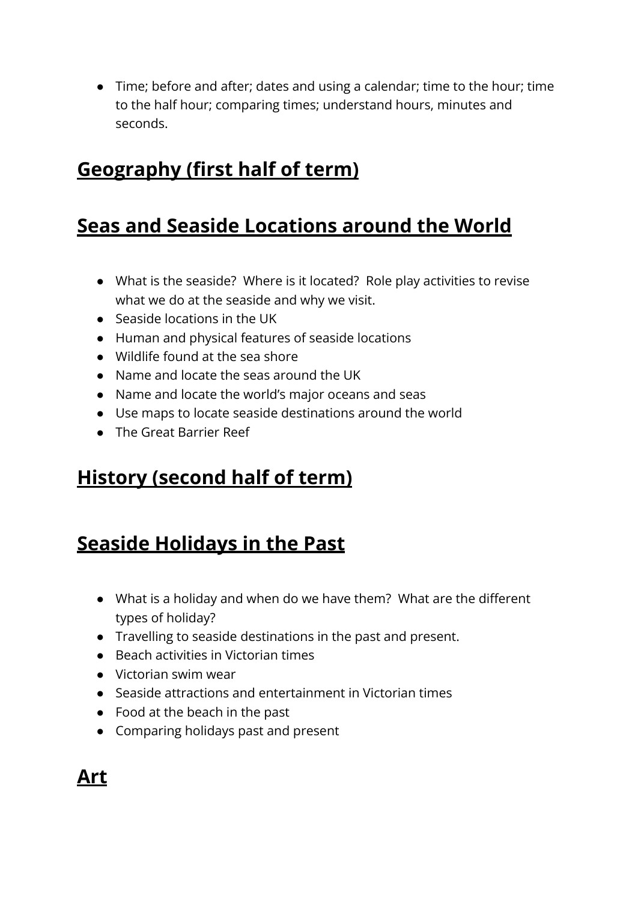- Time; before and after; dates and using a calendar; time to the hour; time to the half hour; comparing times; understand hours, minutes and seconds.

## Geography (first half of term)

## Seas and Seaside Locations around the World

- What is the seaside? Where is it located? Role play activities to revise what we do at the seaside and why we visit.
- Seaside locations in the UK
- Human and physical features of seaside locations
- Wildlife found at the sea shore
- Name and locate the seas around the UK
- Name and locate the world's major oceans and seas
- Use maps to locate seaside destinations around the world
- The Great Barrier Reef

## History (second half of term)

## Seaside Holidays in the Past

- What is a holiday and when do we have them? What are the different types of holiday?
- Travelling to seaside destinations in the past and present.
- Beach activities in Victorian times
- Victorian swim wear
- Seaside attractions and entertainment in Victorian times
- Food at the beach in the past
- Comparing holidays past and present

## Art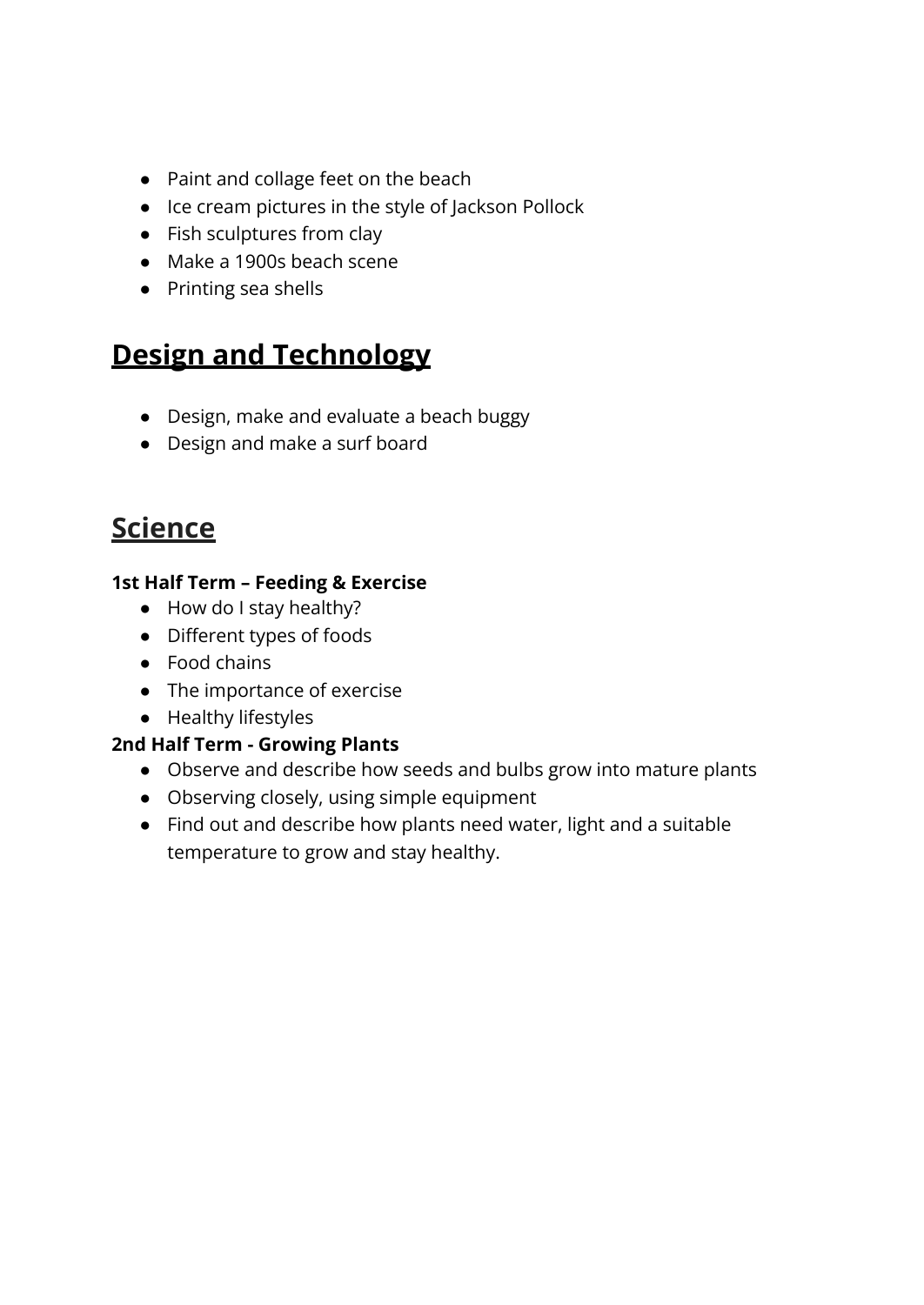- Paint and collage feet on the beach
- Ice cream pictures in the style of Jackson Pollock
- Fish sculptures from clay
- Make a 1900s beach scene
- Printing sea shells

## Design and Technology

- Design, make and evaluate a beach buggy
- Design and make a surf board

## Science

**1st Half Term – Feeding & Exercise**

- How do I stay healthy?
- Different types of foods
- Food chains
- The importance of exercise
- Healthy lifestyles

**2nd Half Term - Growing Plants**

- Observe and describe how seeds and bulbs grow into mature plants
- Observing closely, using simple equipment
- Find out and describe how plants need water, light and a suitable temperature to grow and stay healthy.